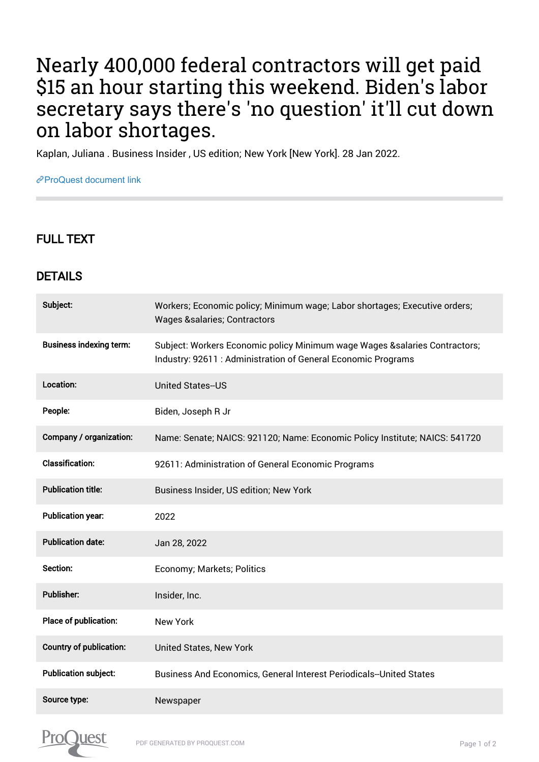# Nearly 400,000 federal contractors will get paid $15 an hour starting this weekend. Biden's labor secretary says there's 'no question' it'll cut down on labor shortages.

Kaplan, Juliana . Business Insider , US edition; New York [New York]. 28 Jan 2022.

ProQuest document link

## FULL TEXT

## DETAILS

| | |
|---|---|
| **Subject:** | Workers; Economic policy; Minimum wage; Labor shortages; Executive orders; Wages &salaries; Contractors |
| **Business indexing term:** | Subject: Workers Economic policy Minimum wage Wages &salaries Contractors; Industry: 92611 : Administration of General Economic Programs |
| **Location:** | United States--US |
| **People:** | Biden, Joseph R Jr |
| **Company / organization:** | Name: Senate; NAICS: 921120; Name: Economic Policy Institute; NAICS: 541720 |
| **Classification:** | 92611: Administration of General Economic Programs |
| **Publication title:** | Business Insider, US edition; New York |
| **Publication year:** | 2022 |
| **Publication date:** | Jan 28, 2022 |
| **Section:** | Economy; Markets; Politics |
| **Publisher:** | Insider, Inc. |
| **Place of publication:** | New York |
| **Country of publication:** | United States, New York |
| **Publication subject:** | Business And Economics, General Interest Periodicals--United States |
| **Source type:** | Newspaper |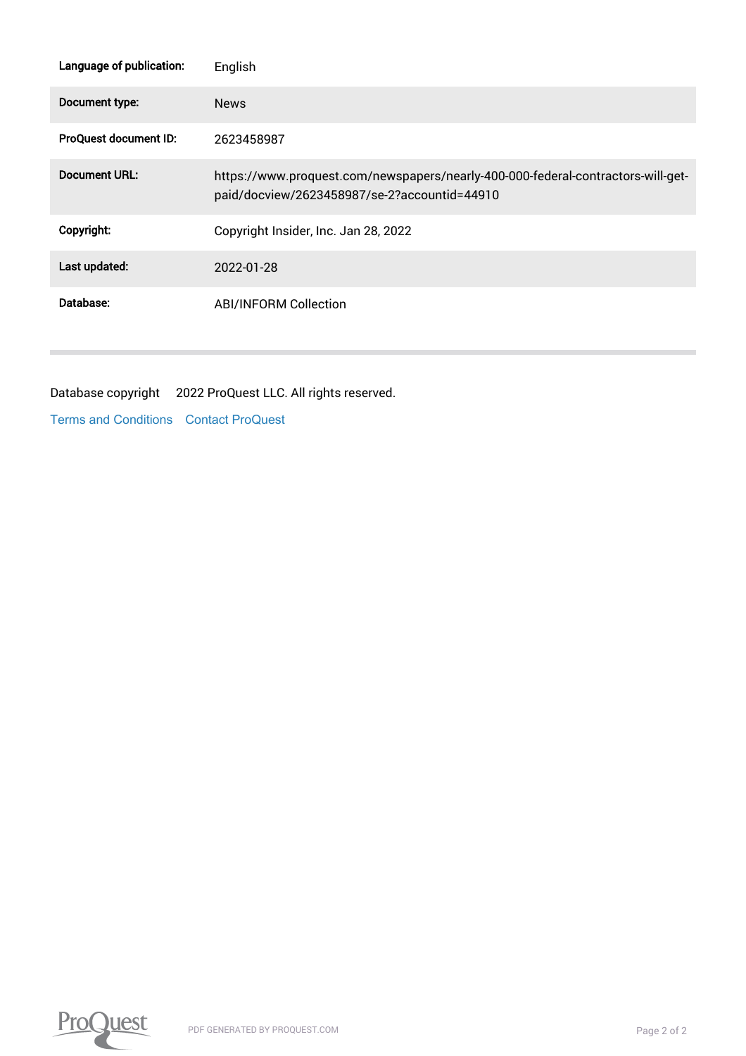| | |
|---|---|
| **Language of publication:** | English |
| **Document type:** | News |
| **ProQuest document ID:** | 2623458987 |
| **Document URL:** | https://www.proquest.com/newspapers/nearly-400-000-federal-contractors-will-get-paid/docview/2623458987/se-2?accountid=44910 |
| **Copyright:** | Copyright Insider, Inc. Jan 28, 2022 |
| **Last updated:** | 2022-01-28 |
| **Database:** | ABI/INFORM Collection |

Database copyright 2022 ProQuest LLC. All rights reserved.

Terms and Conditions Contact ProQuest